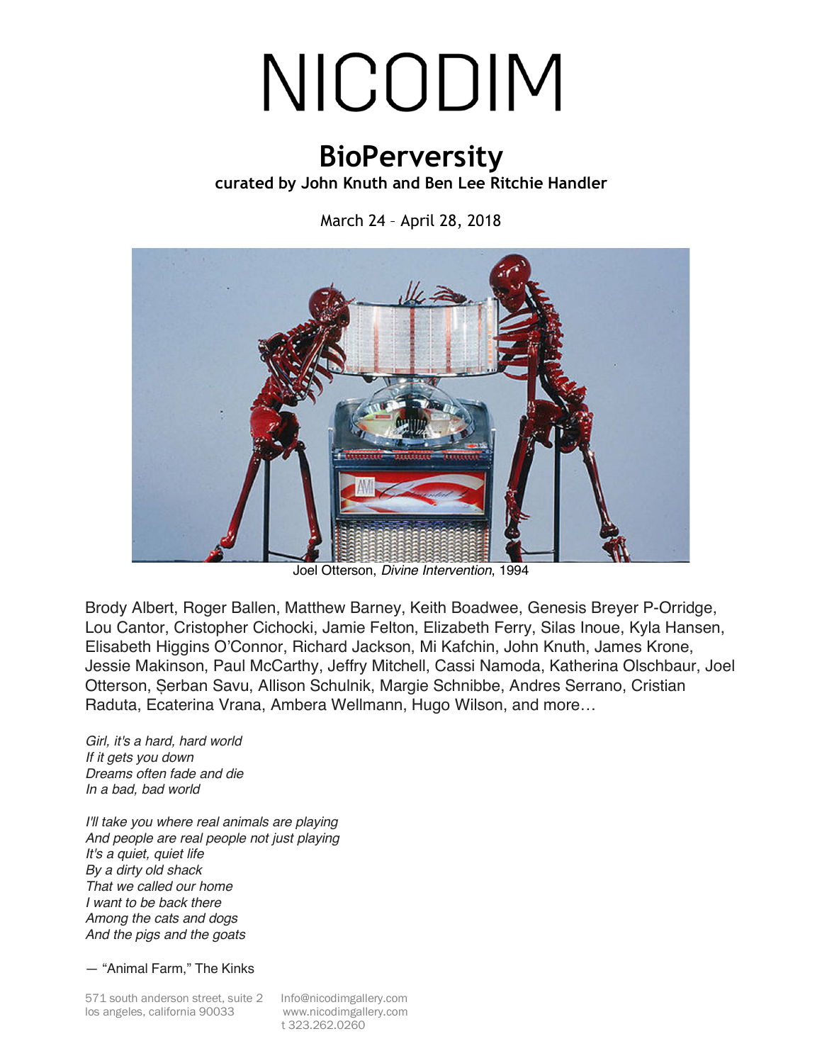# NICODIM

## BioPerversity

**curated by John Knuth and Ben Lee Ritchie Handler**

March 24 – April 28, 2018

Joel Otterson, *Divine Intervention*, 1994

Brody Albert, Roger Ballen, Matthew Barney, Keith Boadwee, Genesis Breyer P-Orridge, Lou Cantor, Cristopher Cichocki, Jamie Felton, Elizabeth Ferry, Silas Inoue, Kyla Hansen, Elisabeth Higgins O'Connor, Richard Jackson, Mi Kafchin, John Knuth, James Krone, Jessie Makinson, Paul McCarthy, Jeffry Mitchell, Cassi Namoda, Katherina Olschbaur, Joel Otterson, Șerban Savu, Allison Schulnik, Margie Schnibbe, Andres Serrano, Cristian Raduta, Ecaterina Vrana, Ambera Wellmann, Hugo Wilson, and more…

*Girl, it's a hard, hard world*
*If it gets you down*
*Dreams often fade and die*
*In a bad, bad world*

*I'll take you where real animals are playing*
*And people are real people not just playing*
*It's a quiet, quiet life*
*By a dirty old shack*
*That we called our home*
*I want to be back there*
*Among the cats and dogs*
*And the pigs and the goats*

— "Animal Farm," The Kinks

571 south anderson street, suite 2
los angeles, california 90033

Info@nicodimgallery.com
www.nicodimgallery.com
t 323.262.0260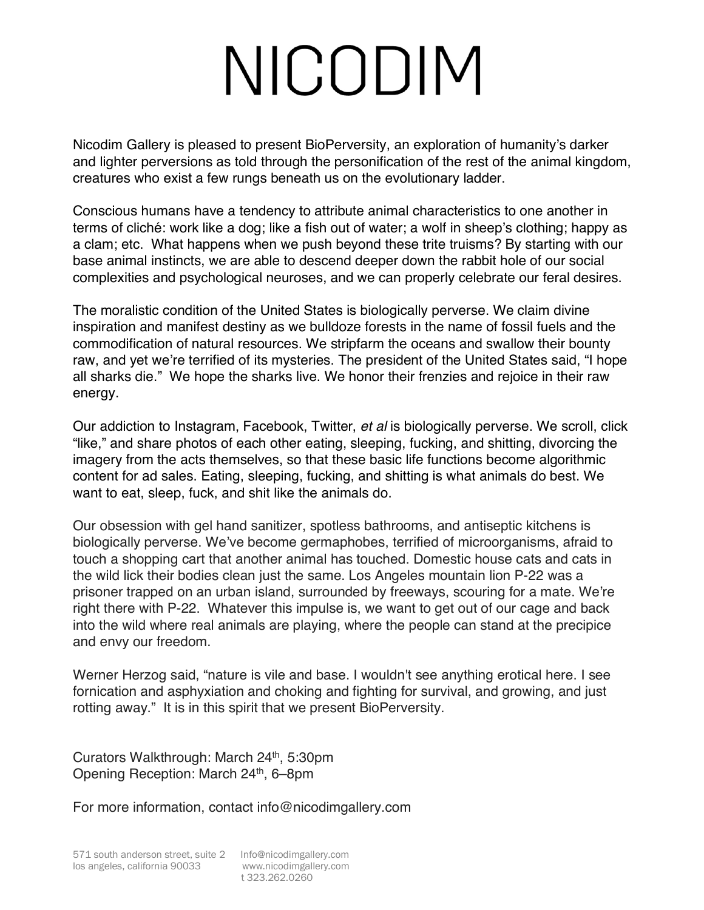# NICODIM

Nicodim Gallery is pleased to present BioPerversity, an exploration of humanity's darker and lighter perversions as told through the personification of the rest of the animal kingdom, creatures who exist a few rungs beneath us on the evolutionary ladder.

Conscious humans have a tendency to attribute animal characteristics to one another in terms of cliché: work like a dog; like a fish out of water; a wolf in sheep's clothing; happy as a clam; etc. What happens when we push beyond these trite truisms? By starting with our base animal instincts, we are able to descend deeper down the rabbit hole of our social complexities and psychological neuroses, and we can properly celebrate our feral desires.

The moralistic condition of the United States is biologically perverse. We claim divine inspiration and manifest destiny as we bulldoze forests in the name of fossil fuels and the commodification of natural resources. We stripfarm the oceans and swallow their bounty raw, and yet we're terrified of its mysteries. The president of the United States said, "I hope all sharks die." We hope the sharks live. We honor their frenzies and rejoice in their raw energy.

Our addiction to Instagram, Facebook, Twitter, *et al* is biologically perverse. We scroll, click "like," and share photos of each other eating, sleeping, fucking, and shitting, divorcing the imagery from the acts themselves, so that these basic life functions become algorithmic content for ad sales. Eating, sleeping, fucking, and shitting is what animals do best. We want to eat, sleep, fuck, and shit like the animals do.

Our obsession with gel hand sanitizer, spotless bathrooms, and antiseptic kitchens is biologically perverse. We've become germaphobes, terrified of microorganisms, afraid to touch a shopping cart that another animal has touched. Domestic house cats and cats in the wild lick their bodies clean just the same. Los Angeles mountain lion P-22 was a prisoner trapped on an urban island, surrounded by freeways, scouring for a mate. We're right there with P-22. Whatever this impulse is, we want to get out of our cage and back into the wild where real animals are playing, where the people can stand at the precipice and envy our freedom.

Werner Herzog said, "nature is vile and base. I wouldn't see anything erotical here. I see fornication and asphyxiation and choking and fighting for survival, and growing, and just rotting away." It is in this spirit that we present BioPerversity.

Curators Walkthrough: March 24th, 5:30pm
Opening Reception: March 24th, 6–8pm

For more information, contact info@nicodimgallery.com

571 south anderson street, suite 2
los angeles, california 90033

Info@nicodimgallery.com
www.nicodimgallery.com
t 323.262.0260